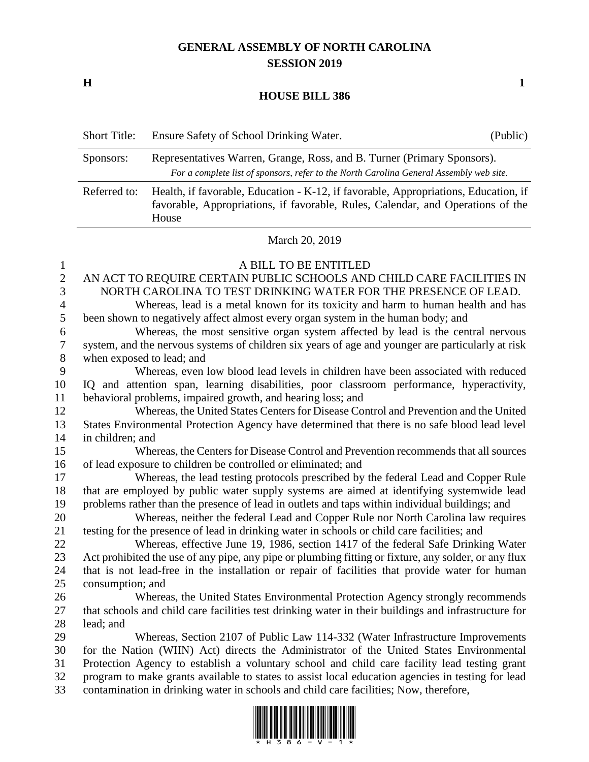# GENERAL ASSEMBLY OF NORTH CAROLINA
## SESSION 2019

**H** **1**

## HOUSE BILL 386

| Short Title: | Ensure Safety of School Drinking Water. | (Public) |
|---|---|---|
| Sponsors: | Representatives Warren, Grange, Ross, and B. Turner (Primary Sponsors). *For a complete list of sponsors, refer to the North Carolina General Assembly web site.* | |
| Referred to: | Health, if favorable, Education - K-12, if favorable, Appropriations, Education, if favorable, Appropriations, if favorable, Rules, Calendar, and Operations of the House | |

March 20, 2019

A BILL TO BE ENTITLED

AN ACT TO REQUIRE CERTAIN PUBLIC SCHOOLS AND CHILD CARE FACILITIES IN NORTH CAROLINA TO TEST DRINKING WATER FOR THE PRESENCE OF LEAD.

Whereas, lead is a metal known for its toxicity and harm to human health and has been shown to negatively affect almost every organ system in the human body; and

Whereas, the most sensitive organ system affected by lead is the central nervous system, and the nervous systems of children six years of age and younger are particularly at risk when exposed to lead; and

Whereas, even low blood lead levels in children have been associated with reduced IQ and attention span, learning disabilities, poor classroom performance, hyperactivity, behavioral problems, impaired growth, and hearing loss; and

Whereas, the United States Centers for Disease Control and Prevention and the United States Environmental Protection Agency have determined that there is no safe blood lead level in children; and

Whereas, the Centers for Disease Control and Prevention recommends that all sources of lead exposure to children be controlled or eliminated; and

Whereas, the lead testing protocols prescribed by the federal Lead and Copper Rule that are employed by public water supply systems are aimed at identifying systemwide lead problems rather than the presence of lead in outlets and taps within individual buildings; and

Whereas, neither the federal Lead and Copper Rule nor North Carolina law requires testing for the presence of lead in drinking water in schools or child care facilities; and

Whereas, effective June 19, 1986, section 1417 of the federal Safe Drinking Water Act prohibited the use of any pipe, any pipe or plumbing fitting or fixture, any solder, or any flux that is not lead-free in the installation or repair of facilities that provide water for human consumption; and

Whereas, the United States Environmental Protection Agency strongly recommends that schools and child care facilities test drinking water in their buildings and infrastructure for lead; and

Whereas, Section 2107 of Public Law 114-332 (Water Infrastructure Improvements for the Nation (WIIN) Act) directs the Administrator of the United States Environmental Protection Agency to establish a voluntary school and child care facility lead testing grant program to make grants available to states to assist local education agencies in testing for lead contamination in drinking water in schools and child care facilities; Now, therefore,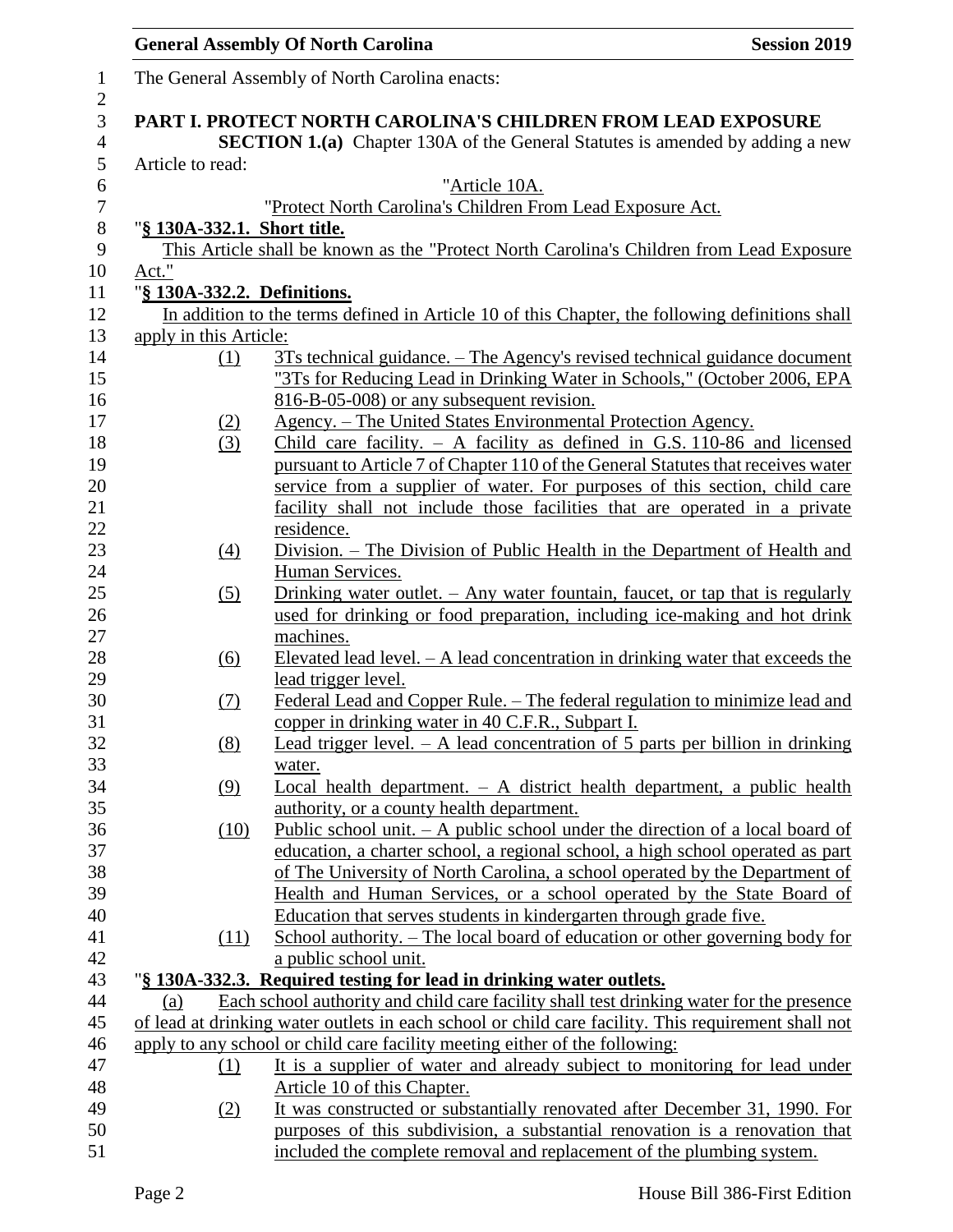The General Assembly of North Carolina enacts:

**PART I. PROTECT NORTH CAROLINA'S CHILDREN FROM LEAD EXPOSURE**

**SECTION 1.(a)** Chapter 130A of the General Statutes is amended by adding a new Article to read:

"Article 10A.

"Protect North Carolina's Children From Lead Exposure Act.

"**§ 130A-332.1. Short title.**

This Article shall be known as the "Protect North Carolina's Children from Lead Exposure Act."

"**§ 130A-332.2. Definitions.**

In addition to the terms defined in Article 10 of this Chapter, the following definitions shall apply in this Article:

(1) 3Ts technical guidance. – The Agency's revised technical guidance document "3Ts for Reducing Lead in Drinking Water in Schools," (October 2006, EPA 816-B-05-008) or any subsequent revision.

(2) Agency. – The United States Environmental Protection Agency.

(3) Child care facility. – A facility as defined in G.S. 110-86 and licensed pursuant to Article 7 of Chapter 110 of the General Statutes that receives water service from a supplier of water. For purposes of this section, child care facility shall not include those facilities that are operated in a private residence.

(4) Division. – The Division of Public Health in the Department of Health and Human Services.

(5) Drinking water outlet. – Any water fountain, faucet, or tap that is regularly used for drinking or food preparation, including ice-making and hot drink machines.

(6) Elevated lead level. – A lead concentration in drinking water that exceeds the lead trigger level.

(7) Federal Lead and Copper Rule. – The federal regulation to minimize lead and copper in drinking water in 40 C.F.R., Subpart I.

(8) Lead trigger level. – A lead concentration of 5 parts per billion in drinking water.

(9) Local health department. – A district health department, a public health authority, or a county health department.

(10) Public school unit. – A public school under the direction of a local board of education, a charter school, a regional school, a high school operated as part of The University of North Carolina, a school operated by the Department of Health and Human Services, or a school operated by the State Board of Education that serves students in kindergarten through grade five.

(11) School authority. – The local board of education or other governing body for a public school unit.

"**§ 130A-332.3. Required testing for lead in drinking water outlets.**

(a) Each school authority and child care facility shall test drinking water for the presence of lead at drinking water outlets in each school or child care facility. This requirement shall not apply to any school or child care facility meeting either of the following:

(1) It is a supplier of water and already subject to monitoring for lead under Article 10 of this Chapter.

(2) It was constructed or substantially renovated after December 31, 1990. For purposes of this subdivision, a substantial renovation is a renovation that included the complete removal and replacement of the plumbing system.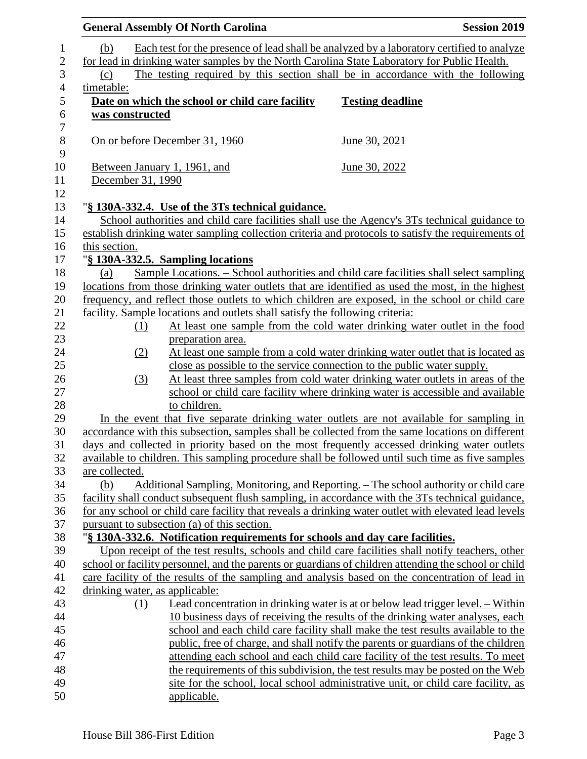(b) Each test for the presence of lead shall be analyzed by a laboratory certified to analyze for lead in drinking water samples by the North Carolina State Laboratory for Public Health.

(c) The testing required by this section shall be in accordance with the following timetable:

| Date on which the school or child care facility was constructed | Testing deadline |
|---|---|
| On or before December 31, 1960 | June 30, 2021 |
| Between January 1, 1961, and December 31, 1990 | June 30, 2022 |

"**§ 130A-332.4. Use of the 3Ts technical guidance.**

School authorities and child care facilities shall use the Agency's 3Ts technical guidance to establish drinking water sampling collection criteria and protocols to satisfy the requirements of this section.

"**§ 130A-332.5. Sampling locations**

(a) Sample Locations. – School authorities and child care facilities shall select sampling locations from those drinking water outlets that are identified as used the most, in the highest frequency, and reflect those outlets to which children are exposed, in the school or child care facility. Sample locations and outlets shall satisfy the following criteria:

(1) At least one sample from the cold water drinking water outlet in the food preparation area.

(2) At least one sample from a cold water drinking water outlet that is located as close as possible to the service connection to the public water supply.

(3) At least three samples from cold water drinking water outlets in areas of the school or child care facility where drinking water is accessible and available to children.

In the event that five separate drinking water outlets are not available for sampling in accordance with this subsection, samples shall be collected from the same locations on different days and collected in priority based on the most frequently accessed drinking water outlets available to children. This sampling procedure shall be followed until such time as five samples are collected.

(b) Additional Sampling, Monitoring, and Reporting. – The school authority or child care facility shall conduct subsequent flush sampling, in accordance with the 3Ts technical guidance, for any school or child care facility that reveals a drinking water outlet with elevated lead levels pursuant to subsection (a) of this section.

"**§ 130A-332.6. Notification requirements for schools and day care facilities.**

Upon receipt of the test results, schools and child care facilities shall notify teachers, other school or facility personnel, and the parents or guardians of children attending the school or child care facility of the results of the sampling and analysis based on the concentration of lead in drinking water, as applicable:

(1) Lead concentration in drinking water is at or below lead trigger level. – Within 10 business days of receiving the results of the drinking water analyses, each school and each child care facility shall make the test results available to the public, free of charge, and shall notify the parents or guardians of the children attending each school and each child care facility of the test results. To meet the requirements of this subdivision, the test results may be posted on the Web site for the school, local school administrative unit, or child care facility, as applicable.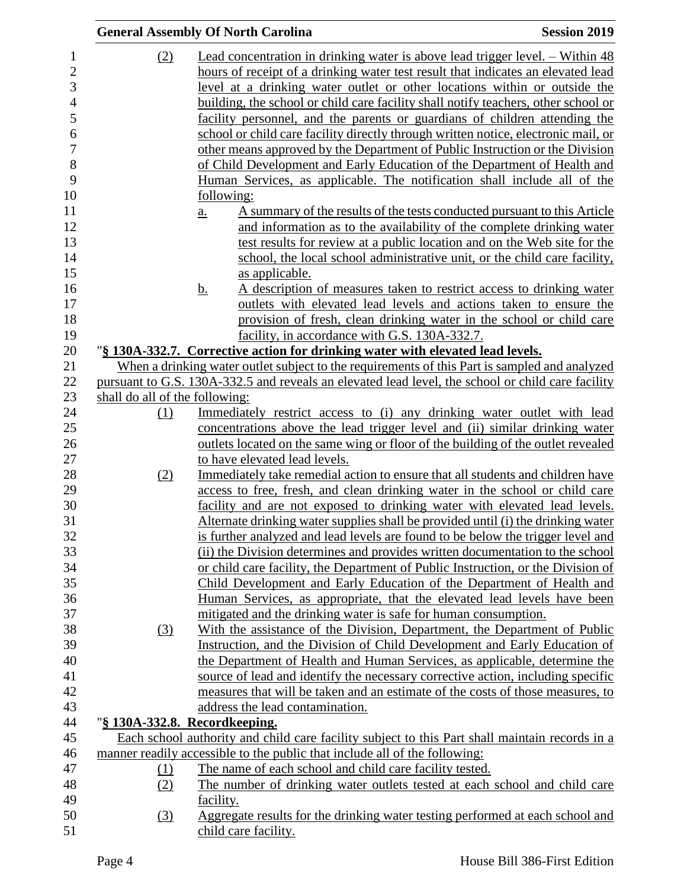(2) Lead concentration in drinking water is above lead trigger level. – Within 48 hours of receipt of a drinking water test result that indicates an elevated lead level at a drinking water outlet or other locations within or outside the building, the school or child care facility shall notify teachers, other school or facility personnel, and the parents or guardians of children attending the school or child care facility directly through written notice, electronic mail, or other means approved by the Department of Public Instruction or the Division of Child Development and Early Education of the Department of Health and Human Services, as applicable. The notification shall include all of the following:

a. A summary of the results of the tests conducted pursuant to this Article and information as to the availability of the complete drinking water test results for review at a public location and on the Web site for the school, the local school administrative unit, or the child care facility, as applicable.

b. A description of measures taken to restrict access to drinking water outlets with elevated lead levels and actions taken to ensure the provision of fresh, clean drinking water in the school or child care facility, in accordance with G.S. 130A-332.7.

"**§ 130A-332.7. Corrective action for drinking water with elevated lead levels.**

When a drinking water outlet subject to the requirements of this Part is sampled and analyzed pursuant to G.S. 130A-332.5 and reveals an elevated lead level, the school or child care facility shall do all of the following:

(1) Immediately restrict access to (i) any drinking water outlet with lead concentrations above the lead trigger level and (ii) similar drinking water outlets located on the same wing or floor of the building of the outlet revealed to have elevated lead levels.

(2) Immediately take remedial action to ensure that all students and children have access to free, fresh, and clean drinking water in the school or child care facility and are not exposed to drinking water with elevated lead levels. Alternate drinking water supplies shall be provided until (i) the drinking water is further analyzed and lead levels are found to be below the trigger level and (ii) the Division determines and provides written documentation to the school or child care facility, the Department of Public Instruction, or the Division of Child Development and Early Education of the Department of Health and Human Services, as appropriate, that the elevated lead levels have been mitigated and the drinking water is safe for human consumption.

(3) With the assistance of the Division, Department, the Department of Public Instruction, and the Division of Child Development and Early Education of the Department of Health and Human Services, as applicable, determine the source of lead and identify the necessary corrective action, including specific measures that will be taken and an estimate of the costs of those measures, to address the lead contamination.

"**§ 130A-332.8. Recordkeeping.**

Each school authority and child care facility subject to this Part shall maintain records in a manner readily accessible to the public that include all of the following:

(1) The name of each school and child care facility tested.

(2) The number of drinking water outlets tested at each school and child care facility.

(3) Aggregate results for the drinking water testing performed at each school and child care facility.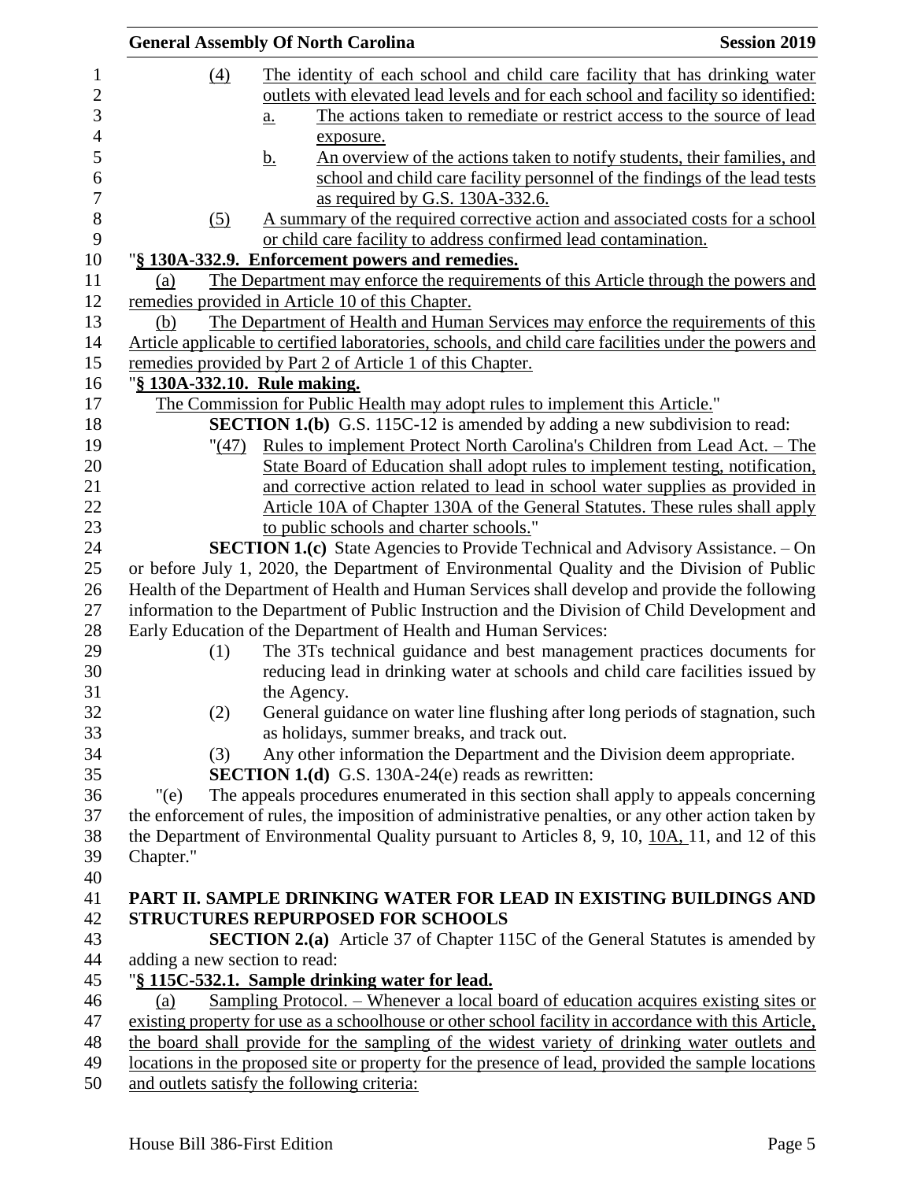(4) The identity of each school and child care facility that has drinking water outlets with elevated lead levels and for each school and facility so identified:

a. The actions taken to remediate or restrict access to the source of lead exposure.

b. An overview of the actions taken to notify students, their families, and school and child care facility personnel of the findings of the lead tests as required by G.S. 130A-332.6.

(5) A summary of the required corrective action and associated costs for a school or child care facility to address confirmed lead contamination.

"**§ 130A-332.9. Enforcement powers and remedies.**

(a) The Department may enforce the requirements of this Article through the powers and remedies provided in Article 10 of this Chapter.

(b) The Department of Health and Human Services may enforce the requirements of this Article applicable to certified laboratories, schools, and child care facilities under the powers and remedies provided by Part 2 of Article 1 of this Chapter.

"**§ 130A-332.10. Rule making.**

The Commission for Public Health may adopt rules to implement this Article."

**SECTION 1.(b)** G.S. 115C-12 is amended by adding a new subdivision to read:

"(47) Rules to implement Protect North Carolina's Children from Lead Act. – The State Board of Education shall adopt rules to implement testing, notification, and corrective action related to lead in school water supplies as provided in Article 10A of Chapter 130A of the General Statutes. These rules shall apply to public schools and charter schools."

**SECTION 1.(c)** State Agencies to Provide Technical and Advisory Assistance. – On or before July 1, 2020, the Department of Environmental Quality and the Division of Public Health of the Department of Health and Human Services shall develop and provide the following information to the Department of Public Instruction and the Division of Child Development and Early Education of the Department of Health and Human Services:

(1) The 3Ts technical guidance and best management practices documents for reducing lead in drinking water at schools and child care facilities issued by the Agency.

(2) General guidance on water line flushing after long periods of stagnation, such as holidays, summer breaks, and track out.

(3) Any other information the Department and the Division deem appropriate.

**SECTION 1.(d)** G.S. 130A-24(e) reads as rewritten:

"(e) The appeals procedures enumerated in this section shall apply to appeals concerning the enforcement of rules, the imposition of administrative penalties, or any other action taken by the Department of Environmental Quality pursuant to Articles 8, 9, 10, 10A, 11, and 12 of this Chapter."

## PART II. SAMPLE DRINKING WATER FOR LEAD IN EXISTING BUILDINGS AND STRUCTURES REPURPOSED FOR SCHOOLS

**SECTION 2.(a)** Article 37 of Chapter 115C of the General Statutes is amended by adding a new section to read:

"**§ 115C-532.1. Sample drinking water for lead.**

(a) Sampling Protocol. – Whenever a local board of education acquires existing sites or existing property for use as a schoolhouse or other school facility in accordance with this Article, the board shall provide for the sampling of the widest variety of drinking water outlets and locations in the proposed site or property for the presence of lead, provided the sample locations and outlets satisfy the following criteria: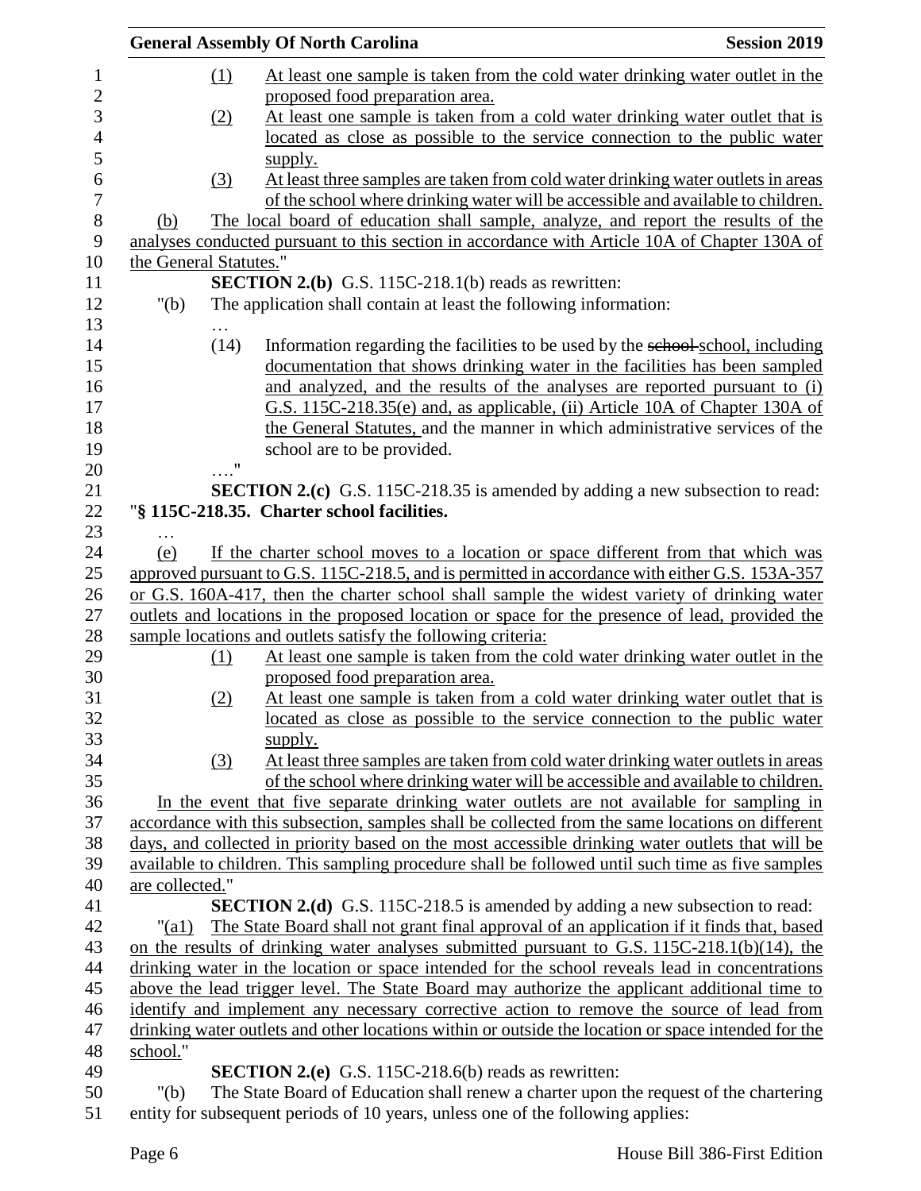(1) At least one sample is taken from the cold water drinking water outlet in the proposed food preparation area.

(2) At least one sample is taken from a cold water drinking water outlet that is located as close as possible to the service connection to the public water supply.

(3) At least three samples are taken from cold water drinking water outlets in areas of the school where drinking water will be accessible and available to children.

(b) The local board of education shall sample, analyze, and report the results of the analyses conducted pursuant to this section in accordance with Article 10A of Chapter 130A of the General Statutes."

**SECTION 2.(b)** G.S. 115C-218.1(b) reads as rewritten:

"(b) The application shall contain at least the following information:

…

(14) Information regarding the facilities to be used by the ~~school~~ school, including documentation that shows drinking water in the facilities has been sampled and analyzed, and the results of the analyses are reported pursuant to (i) G.S. 115C-218.35(e) and, as applicable, (ii) Article 10A of Chapter 130A of the General Statutes, and the manner in which administrative services of the school are to be provided.

…."

**SECTION 2.(c)** G.S. 115C-218.35 is amended by adding a new subsection to read:

"**§ 115C-218.35. Charter school facilities.**

…

(e) If the charter school moves to a location or space different from that which was approved pursuant to G.S. 115C-218.5, and is permitted in accordance with either G.S. 153A-357 or G.S. 160A-417, then the charter school shall sample the widest variety of drinking water outlets and locations in the proposed location or space for the presence of lead, provided the sample locations and outlets satisfy the following criteria:

(1) At least one sample is taken from the cold water drinking water outlet in the proposed food preparation area.

(2) At least one sample is taken from a cold water drinking water outlet that is located as close as possible to the service connection to the public water supply.

(3) At least three samples are taken from cold water drinking water outlets in areas of the school where drinking water will be accessible and available to children.

In the event that five separate drinking water outlets are not available for sampling in accordance with this subsection, samples shall be collected from the same locations on different days, and collected in priority based on the most accessible drinking water outlets that will be available to children. This sampling procedure shall be followed until such time as five samples are collected."

**SECTION 2.(d)** G.S. 115C-218.5 is amended by adding a new subsection to read:

"(a1) The State Board shall not grant final approval of an application if it finds that, based on the results of drinking water analyses submitted pursuant to G.S. 115C-218.1(b)(14), the drinking water in the location or space intended for the school reveals lead in concentrations above the lead trigger level. The State Board may authorize the applicant additional time to identify and implement any necessary corrective action to remove the source of lead from drinking water outlets and other locations within or outside the location or space intended for the school."

**SECTION 2.(e)** G.S. 115C-218.6(b) reads as rewritten:

"(b) The State Board of Education shall renew a charter upon the request of the chartering entity for subsequent periods of 10 years, unless one of the following applies: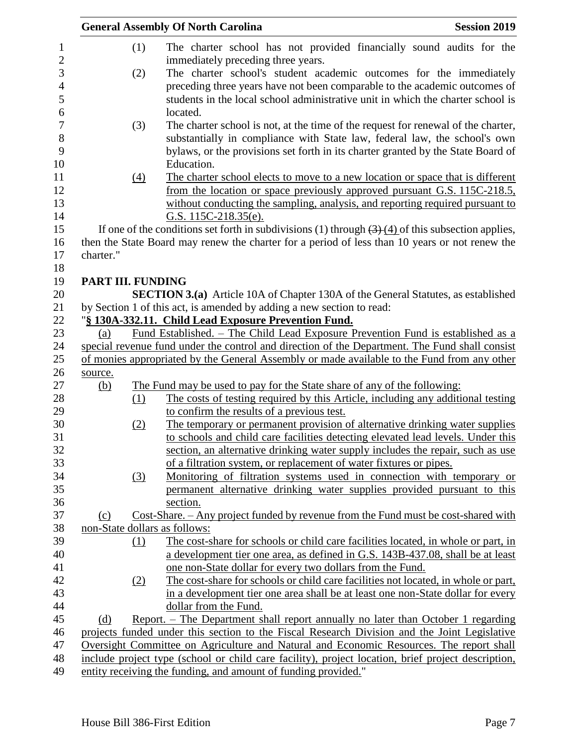(1) The charter school has not provided financially sound audits for the immediately preceding three years.

(2) The charter school's student academic outcomes for the immediately preceding three years have not been comparable to the academic outcomes of students in the local school administrative unit in which the charter school is located.

(3) The charter school is not, at the time of the request for renewal of the charter, substantially in compliance with State law, federal law, the school's own bylaws, or the provisions set forth in its charter granted by the State Board of Education.

(4) The charter school elects to move to a new location or space that is different from the location or space previously approved pursuant G.S. 115C-218.5, without conducting the sampling, analysis, and reporting required pursuant to G.S. 115C-218.35(e).

If one of the conditions set forth in subdivisions (1) through ~~(3)~~ (4) of this subsection applies, then the State Board may renew the charter for a period of less than 10 years or not renew the charter."

## PART III. FUNDING

**SECTION 3.(a)** Article 10A of Chapter 130A of the General Statutes, as established by Section 1 of this act, is amended by adding a new section to read:

"**§ 130A-332.11. Child Lead Exposure Prevention Fund.**

(a) Fund Established. – The Child Lead Exposure Prevention Fund is established as a special revenue fund under the control and direction of the Department. The Fund shall consist of monies appropriated by the General Assembly or made available to the Fund from any other source.

(b) The Fund may be used to pay for the State share of any of the following:

(1) The costs of testing required by this Article, including any additional testing to confirm the results of a previous test.

(2) The temporary or permanent provision of alternative drinking water supplies to schools and child care facilities detecting elevated lead levels. Under this section, an alternative drinking water supply includes the repair, such as use of a filtration system, or replacement of water fixtures or pipes.

(3) Monitoring of filtration systems used in connection with temporary or permanent alternative drinking water supplies provided pursuant to this section.

(c) Cost-Share. – Any project funded by revenue from the Fund must be cost-shared with non-State dollars as follows:

(1) The cost-share for schools or child care facilities located, in whole or part, in a development tier one area, as defined in G.S. 143B-437.08, shall be at least one non-State dollar for every two dollars from the Fund.

(2) The cost-share for schools or child care facilities not located, in whole or part, in a development tier one area shall be at least one non-State dollar for every dollar from the Fund.

(d) Report. – The Department shall report annually no later than October 1 regarding projects funded under this section to the Fiscal Research Division and the Joint Legislative Oversight Committee on Agriculture and Natural and Economic Resources. The report shall include project type (school or child care facility), project location, brief project description, entity receiving the funding, and amount of funding provided."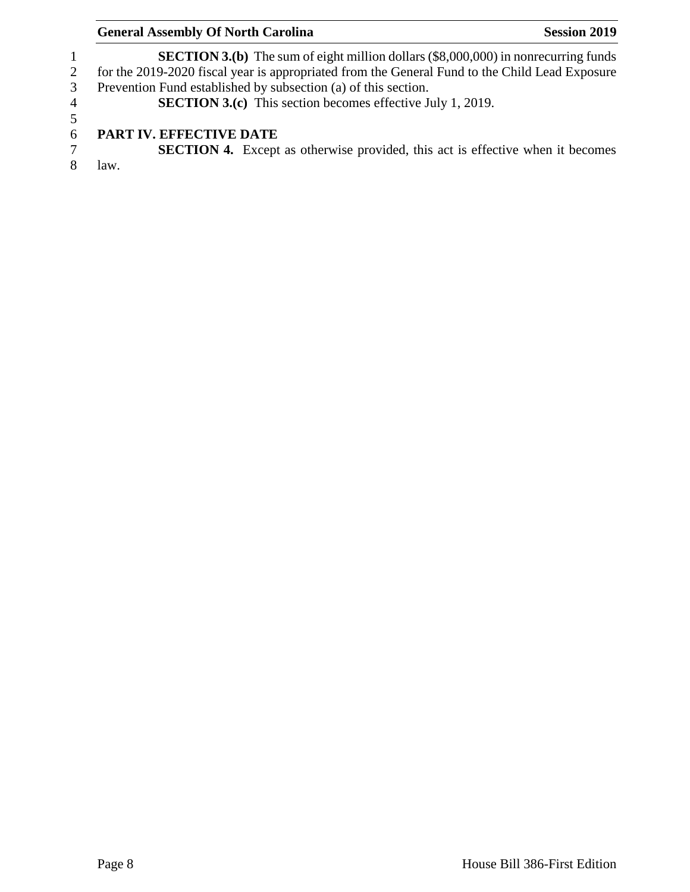**SECTION 3.(b)** The sum of eight million dollars ($8,000,000) in nonrecurring funds for the 2019-2020 fiscal year is appropriated from the General Fund to the Child Lead Exposure Prevention Fund established by subsection (a) of this section.

**SECTION 3.(c)** This section becomes effective July 1, 2019.

## PART IV. EFFECTIVE DATE

**SECTION 4.** Except as otherwise provided, this act is effective when it becomes law.